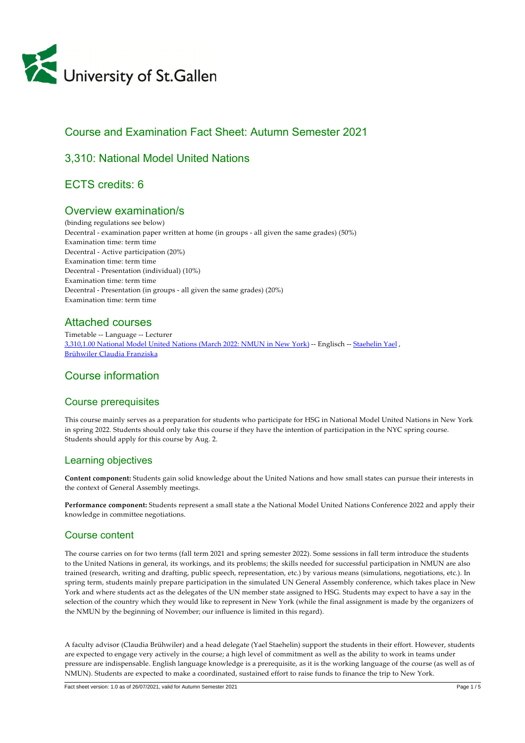University of St.Gallen

# Course and Examination Fact Sheet: Autumn Semester 2021

## 3,310: National Model United Nations

## ECTS credits: 6

## Overview examination/s

(binding regulations see below)
Decentral - examination paper written at home (in groups - all given the same grades) (50%)
Examination time: term time
Decentral - Active participation (20%)
Examination time: term time
Decentral - Presentation (individual) (10%)
Examination time: term time
Decentral - Presentation (in groups - all given the same grades) (20%)
Examination time: term time

## Attached courses

Timetable -- Language -- Lecturer
3,310,1.00 National Model United Nations (March 2022: NMUN in New York) -- Englisch -- Staehelin Yael , Brühwiler Claudia Franziska

## Course information

### Course prerequisites

This course mainly serves as a preparation for students who participate for HSG in National Model United Nations in New York in spring 2022. Students should only take this course if they have the intention of participation in the NYC spring course. Students should apply for this course by Aug. 2.

### Learning objectives

**Content component:** Students gain solid knowledge about the United Nations and how small states can pursue their interests in the context of General Assembly meetings.

**Performance component:** Students represent a small state a the National Model United Nations Conference 2022 and apply their knowledge in committee negotiations.

### Course content

The course carries on for two terms (fall term 2021 and spring semester 2022). Some sessions in fall term introduce the students to the United Nations in general, its workings, and its problems; the skills needed for successful participation in NMUN are also trained (research, writing and drafting, public speech, representation, etc.) by various means (simulations, negotiations, etc.). In spring term, students mainly prepare participation in the simulated UN General Assembly conference, which takes place in New York and where students act as the delegates of the UN member state assigned to HSG. Students may expect to have a say in the selection of the country which they would like to represent in New York (while the final assignment is made by the organizers of the NMUN by the beginning of November; our influence is limited in this regard).

A faculty advisor (Claudia Brühwiler) and a head delegate (Yael Staehelin) support the students in their effort. However, students are expected to engage very actively in the course; a high level of commitment as well as the ability to work in teams under pressure are indispensable. English language knowledge is a prerequisite, as it is the working language of the course (as well as of NMUN). Students are expected to make a coordinated, sustained effort to raise funds to finance the trip to New York.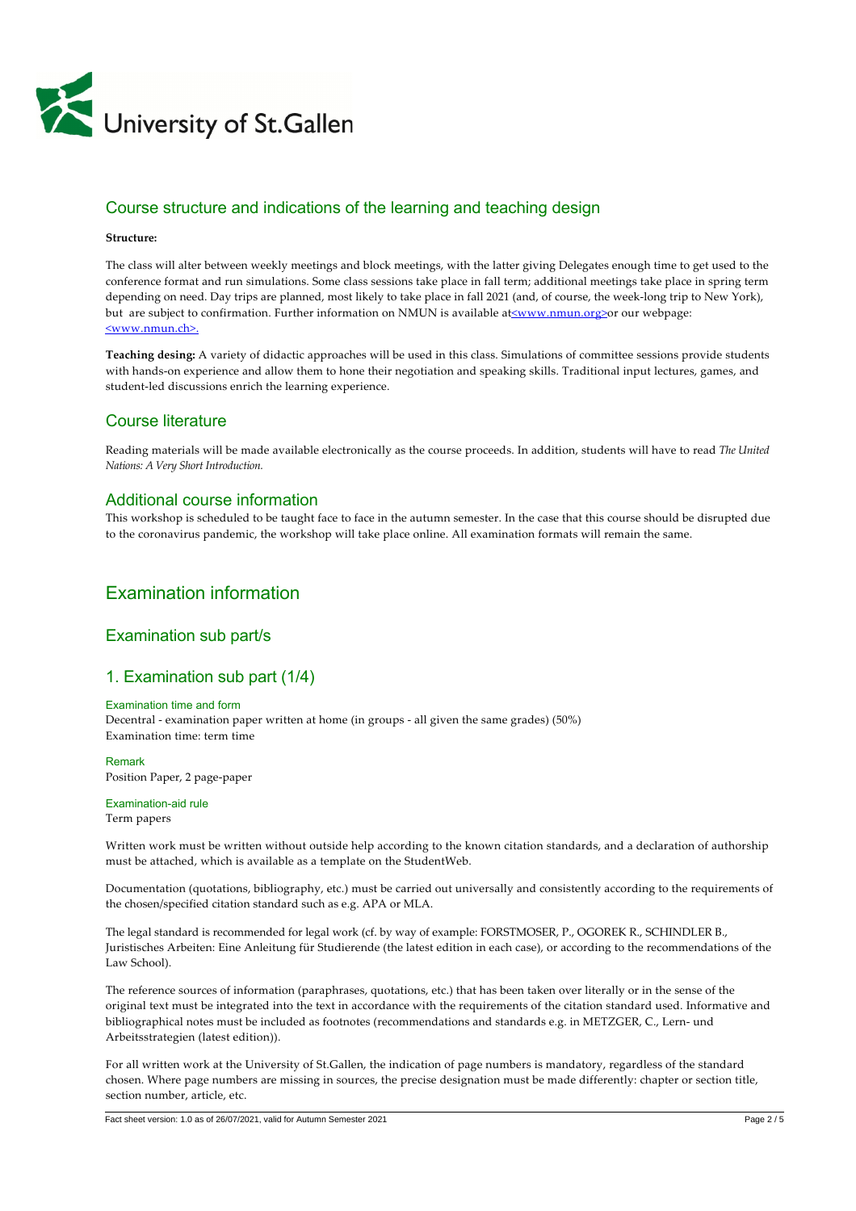## Course structure and indications of the learning and teaching design

**Structure:**

The class will alter between weekly meetings and block meetings, with the latter giving Delegates enough time to get used to the conference format and run simulations. Some class sessions take place in fall term; additional meetings take place in spring term depending on need. Day trips are planned, most likely to take place in fall 2021 (and, of course, the week-long trip to New York), but are subject to confirmation. Further information on NMUN is available at<www.nmun.org>or our webpage: <www.nmun.ch>.

**Teaching desing:** A variety of didactic approaches will be used in this class. Simulations of committee sessions provide students with hands-on experience and allow them to hone their negotiation and speaking skills. Traditional input lectures, games, and student-led discussions enrich the learning experience.

## Course literature

Reading materials will be made available electronically as the course proceeds. In addition, students will have to read *The United Nations: A Very Short Introduction.*

## Additional course information

This workshop is scheduled to be taught face to face in the autumn semester. In the case that this course should be disrupted due to the coronavirus pandemic, the workshop will take place online. All examination formats will remain the same.

# Examination information

## Examination sub part/s

## 1. Examination sub part (1/4)

#### Examination time and form

Decentral - examination paper written at home (in groups - all given the same grades) (50%)
Examination time: term time

#### Remark

Position Paper, 2 page-paper

#### Examination-aid rule

Term papers

Written work must be written without outside help according to the known citation standards, and a declaration of authorship must be attached, which is available as a template on the StudentWeb.

Documentation (quotations, bibliography, etc.) must be carried out universally and consistently according to the requirements of the chosen/specified citation standard such as e.g. APA or MLA.

The legal standard is recommended for legal work (cf. by way of example: FORSTMOSER, P., OGOREK R., SCHINDLER B., Juristisches Arbeiten: Eine Anleitung für Studierende (the latest edition in each case), or according to the recommendations of the Law School).

The reference sources of information (paraphrases, quotations, etc.) that has been taken over literally or in the sense of the original text must be integrated into the text in accordance with the requirements of the citation standard used. Informative and bibliographical notes must be included as footnotes (recommendations and standards e.g. in METZGER, C., Lern- und Arbeitsstrategien (latest edition)).

For all written work at the University of St.Gallen, the indication of page numbers is mandatory, regardless of the standard chosen. Where page numbers are missing in sources, the precise designation must be made differently: chapter or section title, section number, article, etc.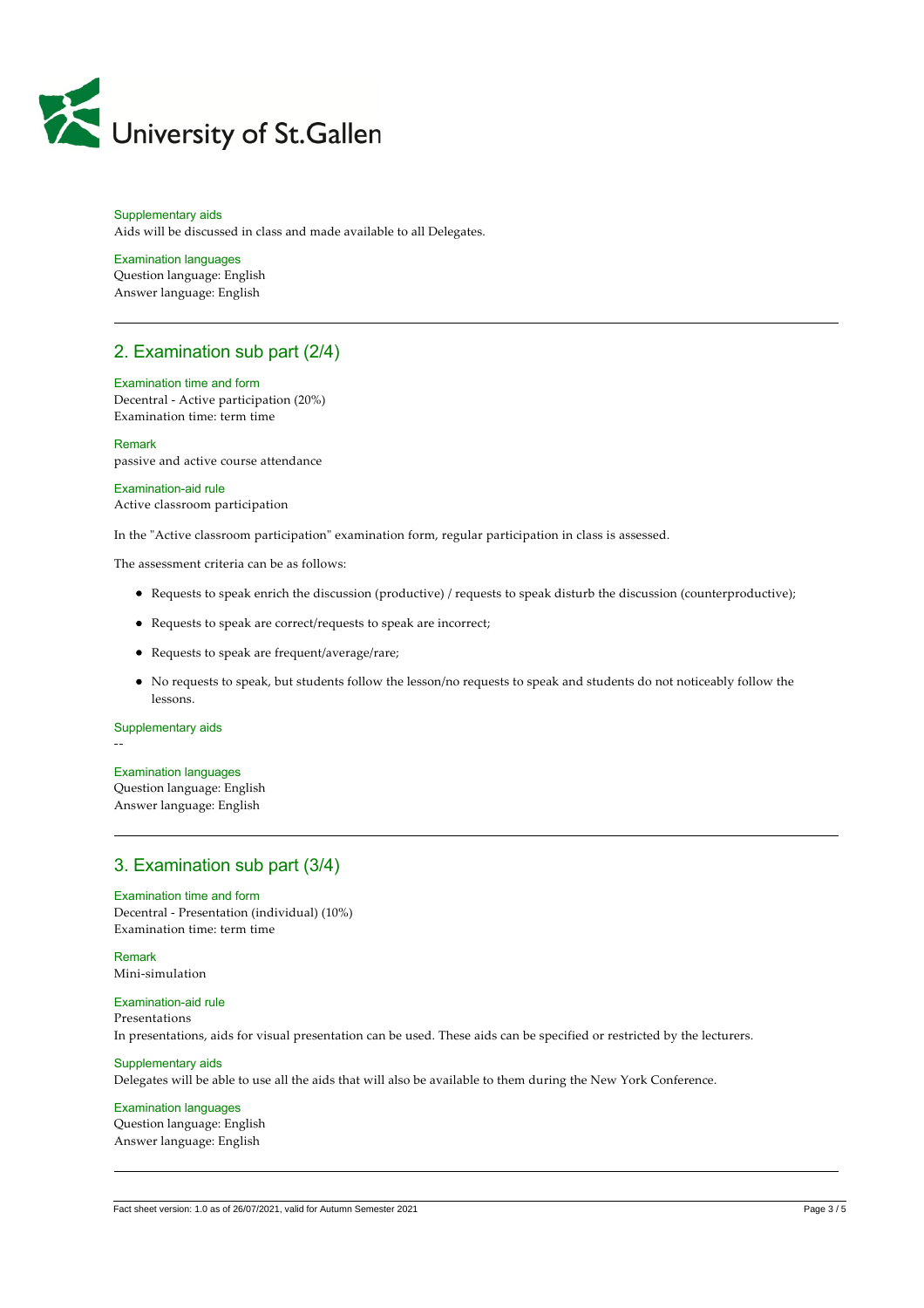Supplementary aids

Aids will be discussed in class and made available to all Delegates.

Examination languages

Question language: English
Answer language: English

## 2. Examination sub part (2/4)

Examination time and form

Decentral - Active participation (20%)
Examination time: term time

Remark

passive and active course attendance

Examination-aid rule

Active classroom participation

In the "Active classroom participation" examination form, regular participation in class is assessed.

The assessment criteria can be as follows:

- Requests to speak enrich the discussion (productive) / requests to speak disturb the discussion (counterproductive);
- Requests to speak are correct/requests to speak are incorrect;
- Requests to speak are frequent/average/rare;
- No requests to speak, but students follow the lesson/no requests to speak and students do not noticeably follow the lessons.

Supplementary aids

--

Examination languages

Question language: English
Answer language: English

## 3. Examination sub part (3/4)

Examination time and form

Decentral - Presentation (individual) (10%)
Examination time: term time

Remark

Mini-simulation

Examination-aid rule

Presentations
In presentations, aids for visual presentation can be used. These aids can be specified or restricted by the lecturers.

Supplementary aids

Delegates will be able to use all the aids that will also be available to them during the New York Conference.

Examination languages

Question language: English
Answer language: English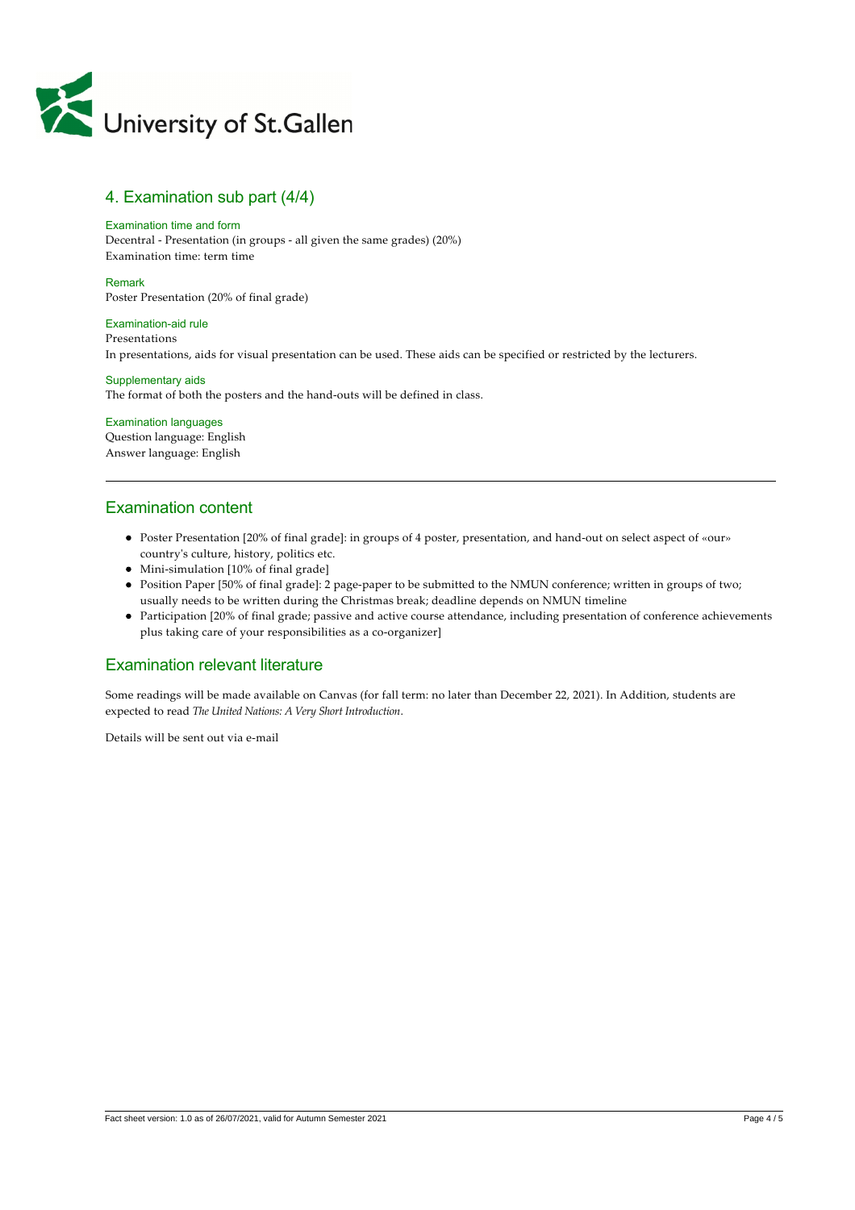## 4. Examination sub part (4/4)

#### Examination time and form

Decentral - Presentation (in groups - all given the same grades) (20%)
Examination time: term time

#### Remark

Poster Presentation (20% of final grade)

#### Examination-aid rule

Presentations
In presentations, aids for visual presentation can be used. These aids can be specified or restricted by the lecturers.

#### Supplementary aids

The format of both the posters and the hand-outs will be defined in class.

#### Examination languages

Question language: English
Answer language: English

---

## Examination content

- Poster Presentation [20% of final grade]: in groups of 4 poster, presentation, and hand-out on select aspect of «our» country's culture, history, politics etc.
- Mini-simulation [10% of final grade]
- Position Paper [50% of final grade]: 2 page-paper to be submitted to the NMUN conference; written in groups of two; usually needs to be written during the Christmas break; deadline depends on NMUN timeline
- Participation [20% of final grade; passive and active course attendance, including presentation of conference achievements plus taking care of your responsibilities as a co-organizer]

## Examination relevant literature

Some readings will be made available on Canvas (for fall term: no later than December 22, 2021). In Addition, students are expected to read *The United Nations: A Very Short Introduction*.

Details will be sent out via e-mail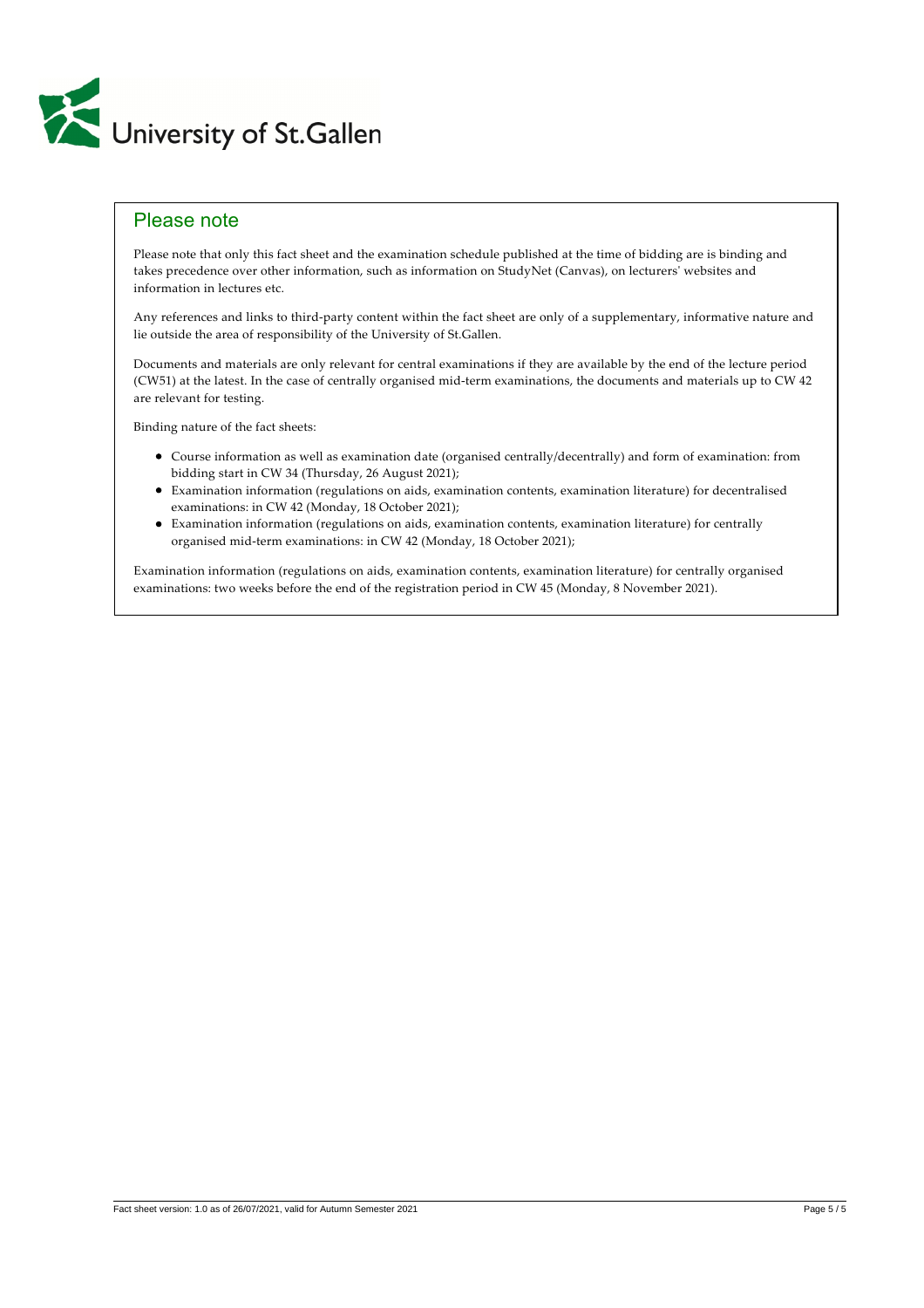## Please note

Please note that only this fact sheet and the examination schedule published at the time of bidding are is binding and takes precedence over other information, such as information on StudyNet (Canvas), on lecturers' websites and information in lectures etc.

Any references and links to third-party content within the fact sheet are only of a supplementary, informative nature and lie outside the area of responsibility of the University of St.Gallen.

Documents and materials are only relevant for central examinations if they are available by the end of the lecture period (CW51) at the latest. In the case of centrally organised mid-term examinations, the documents and materials up to CW 42 are relevant for testing.

Binding nature of the fact sheets:

- Course information as well as examination date (organised centrally/decentrally) and form of examination: from bidding start in CW 34 (Thursday, 26 August 2021);
- Examination information (regulations on aids, examination contents, examination literature) for decentralised examinations: in CW 42 (Monday, 18 October 2021);
- Examination information (regulations on aids, examination contents, examination literature) for centrally organised mid-term examinations: in CW 42 (Monday, 18 October 2021);

Examination information (regulations on aids, examination contents, examination literature) for centrally organised examinations: two weeks before the end of the registration period in CW 45 (Monday, 8 November 2021).